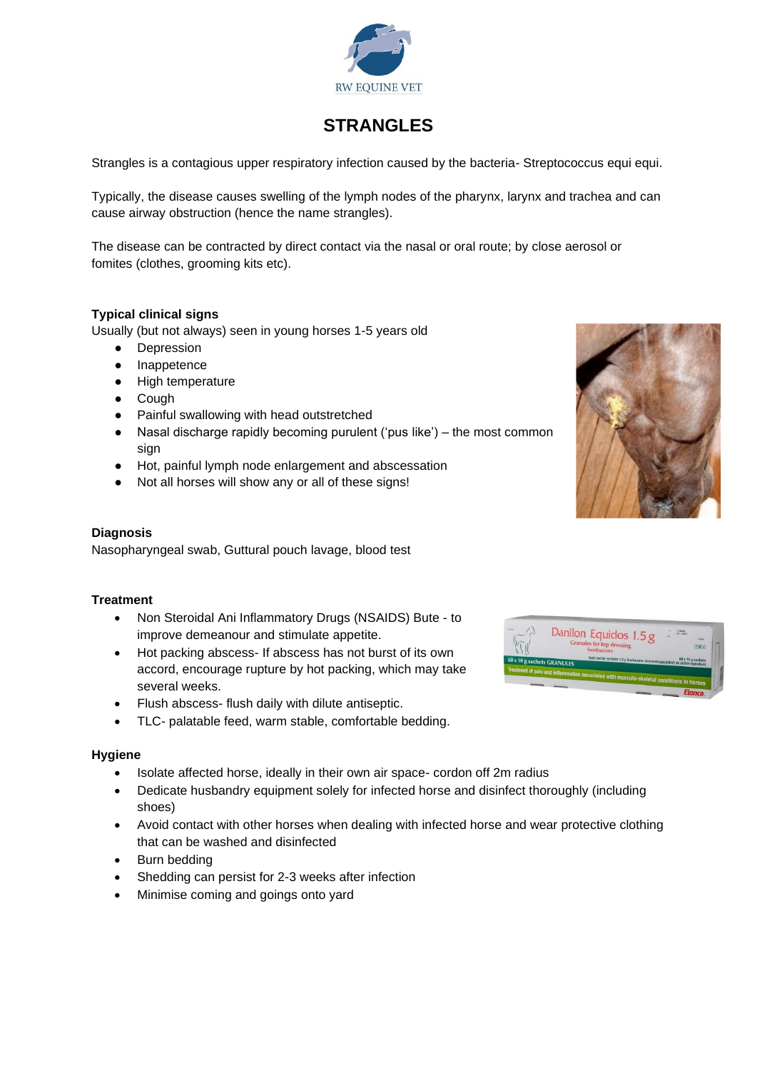RW EQUINE VET

# STRANGLES

Strangles is a contagious upper respiratory infection caused by the bacteria- Streptococcus equi equi.

Typically, the disease causes swelling of the lymph nodes of the pharynx, larynx and trachea and can cause airway obstruction (hence the name strangles).

The disease can be contracted by direct contact via the nasal or oral route; by close aerosol or fomites (clothes, grooming kits etc).

**Typical clinical signs**

Usually (but not always) seen in young horses 1-5 years old

- Depression
- Inappetence
- High temperature
- Cough
- Painful swallowing with head outstretched
- Nasal discharge rapidly becoming purulent ('pus like') – the most common sign
- Hot, painful lymph node enlargement and abscessation
- Not all horses will show any or all of these signs!

**Diagnosis**

Nasopharyngeal swab, Guttural pouch lavage, blood test

**Treatment**

- Non Steroidal Ani Inflammatory Drugs (NSAIDS) Bute - to improve demeanour and stimulate appetite.
- Hot packing abscess- If abscess has not burst of its own accord, encourage rupture by hot packing, which may take several weeks.
- Flush abscess- flush daily with dilute antiseptic.
- TLC- palatable feed, warm stable, comfortable bedding.

**Hygiene**

- Isolate affected horse, ideally in their own air space- cordon off 2m radius
- Dedicate husbandry equipment solely for infected horse and disinfect thoroughly (including shoes)
- Avoid contact with other horses when dealing with infected horse and wear protective clothing that can be washed and disinfected
- Burn bedding
- Shedding can persist for 2-3 weeks after infection
- Minimise coming and goings onto yard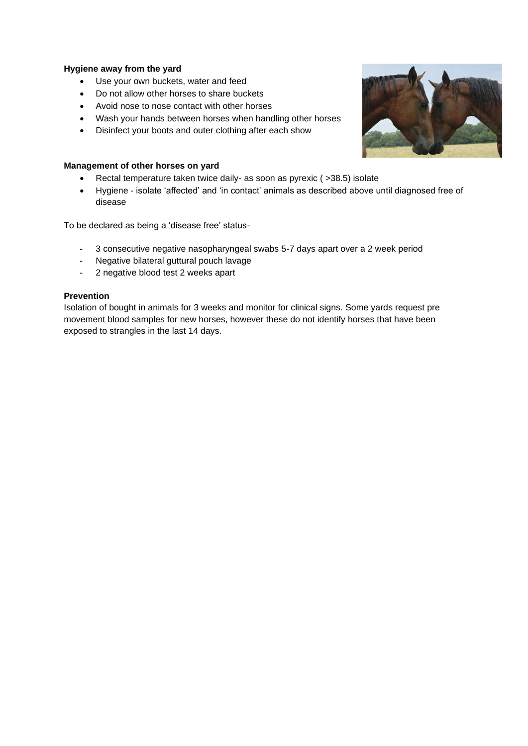**Hygiene away from the yard**

- Use your own buckets, water and feed
- Do not allow other horses to share buckets
- Avoid nose to nose contact with other horses
- Wash your hands between horses when handling other horses
- Disinfect your boots and outer clothing after each show

**Management of other horses on yard**

- Rectal temperature taken twice daily- as soon as pyrexic ( >38.5) isolate
- Hygiene - isolate 'affected' and 'in contact' animals as described above until diagnosed free of disease

To be declared as being a 'disease free' status-

- 3 consecutive negative nasopharyngeal swabs 5-7 days apart over a 2 week period
- Negative bilateral guttural pouch lavage
- 2 negative blood test 2 weeks apart

**Prevention**

Isolation of bought in animals for 3 weeks and monitor for clinical signs. Some yards request pre movement blood samples for new horses, however these do not identify horses that have been exposed to strangles in the last 14 days.